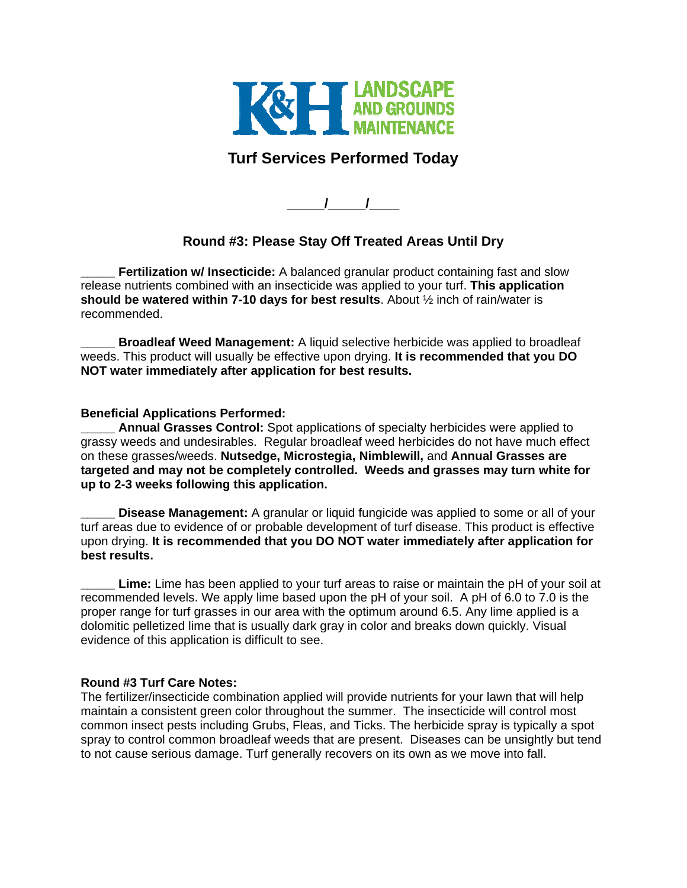K&H LANDSCAPE AND GROUNDS MAINTENANCE

# Turf Services Performed Today

_____/_____/____

## Round #3: Please Stay Off Treated Areas Until Dry

_____ **Fertilization w/ Insecticide:** A balanced granular product containing fast and slow release nutrients combined with an insecticide was applied to your turf. **This application should be watered within 7-10 days for best results**. About ½ inch of rain/water is recommended.

_____ **Broadleaf Weed Management:** A liquid selective herbicide was applied to broadleaf weeds. This product will usually be effective upon drying. **It is recommended that you DO NOT water immediately after application for best results.**

**Beneficial Applications Performed:**

_____ **Annual Grasses Control:** Spot applications of specialty herbicides were applied to grassy weeds and undesirables. Regular broadleaf weed herbicides do not have much effect on these grasses/weeds. **Nutsedge, Microstegia, Nimblewill,** and **Annual Grasses are targeted and may not be completely controlled. Weeds and grasses may turn white for up to 2-3 weeks following this application.**

_____ **Disease Management:** A granular or liquid fungicide was applied to some or all of your turf areas due to evidence of or probable development of turf disease. This product is effective upon drying. **It is recommended that you DO NOT water immediately after application for best results.**

_____ **Lime:** Lime has been applied to your turf areas to raise or maintain the pH of your soil at recommended levels. We apply lime based upon the pH of your soil. A pH of 6.0 to 7.0 is the proper range for turf grasses in our area with the optimum around 6.5. Any lime applied is a dolomitic pelletized lime that is usually dark gray in color and breaks down quickly. Visual evidence of this application is difficult to see.

**Round #3 Turf Care Notes:**

The fertilizer/insecticide combination applied will provide nutrients for your lawn that will help maintain a consistent green color throughout the summer. The insecticide will control most common insect pests including Grubs, Fleas, and Ticks. The herbicide spray is typically a spot spray to control common broadleaf weeds that are present. Diseases can be unsightly but tend to not cause serious damage. Turf generally recovers on its own as we move into fall.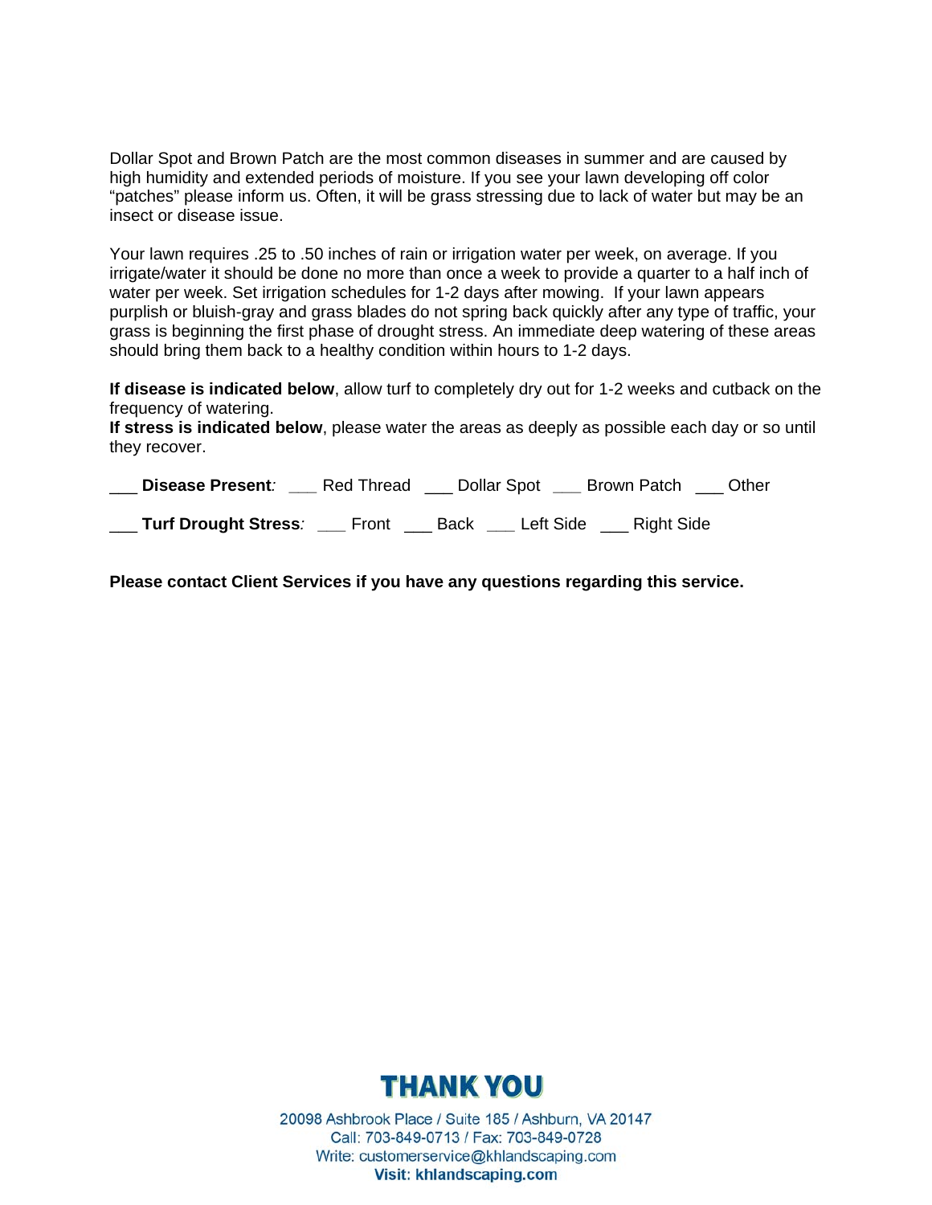Dollar Spot and Brown Patch are the most common diseases in summer and are caused by high humidity and extended periods of moisture. If you see your lawn developing off color “patches” please inform us. Often, it will be grass stressing due to lack of water but may be an insect or disease issue.

Your lawn requires .25 to .50 inches of rain or irrigation water per week, on average. If you irrigate/water it should be done no more than once a week to provide a quarter to a half inch of water per week. Set irrigation schedules for 1-2 days after mowing. If your lawn appears purplish or bluish-gray and grass blades do not spring back quickly after any type of traffic, your grass is beginning the first phase of drought stress. An immediate deep watering of these areas should bring them back to a healthy condition within hours to 1-2 days.

**If disease is indicated below**, allow turf to completely dry out for 1-2 weeks and cutback on the frequency of watering.
**If stress is indicated below**, please water the areas as deeply as possible each day or so until they recover.

___ **Disease Present***:* ___ Red Thread ___ Dollar Spot ___ Brown Patch ___ Other

___ **Turf Drought Stress***:* ___ Front ___ Back ___ Left Side ___ Right Side

**Please contact Client Services if you have any questions regarding this service.**

**THANK YOU**

20098 Ashbrook Place / Suite 185 / Ashburn, VA 20147
Call: 703-849-0713 / Fax: 703-849-0728
Write: customerservice@khlandscaping.com
**Visit: khlandscaping.com**